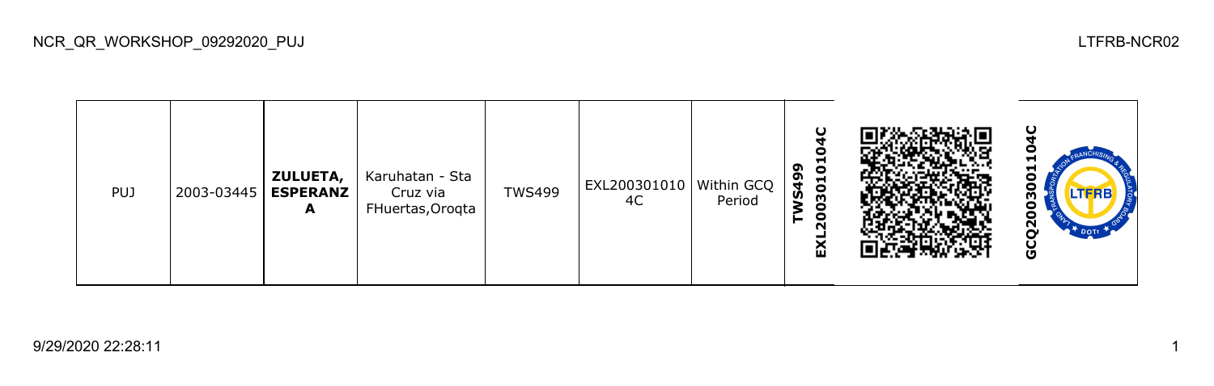| PUJ | 2003-03445 | **ZULUETA, ESPERANZA** | Karuhatan - Sta Cruz via FHuertas,Oroqta | TWS499 | EXL2003010104C | Within GCQ Period | **TWS499 EXL2003010104C** | | **GCQ2003001104C** |
|---|---|---|---|---|---|---|---|---|---|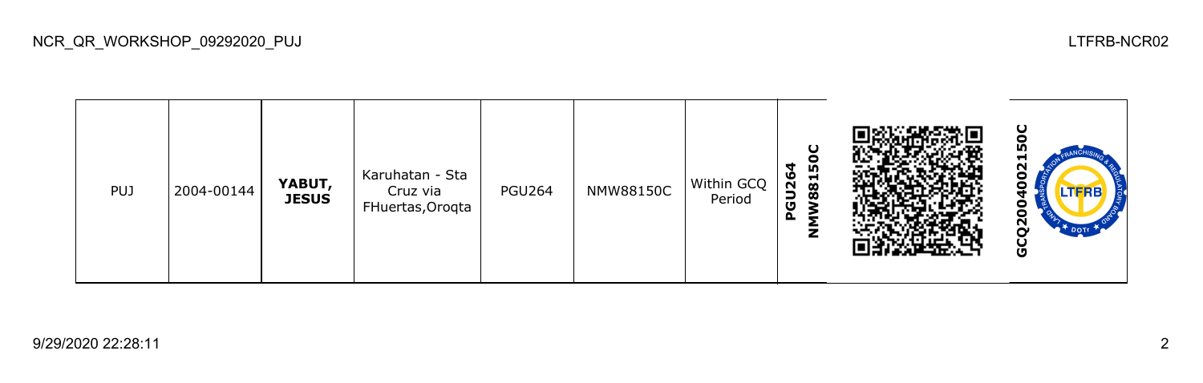| PUJ | 2004-00144 | **YABUT, JESUS** | Karuhatan - Sta Cruz via FHuertas,Oroqta | PGU264 | NMW88150C | Within GCQ Period | **PGU264 NMW88150C** | | **GCQ2004002150C** |
|---|---|---|---|---|---|---|---|---|---|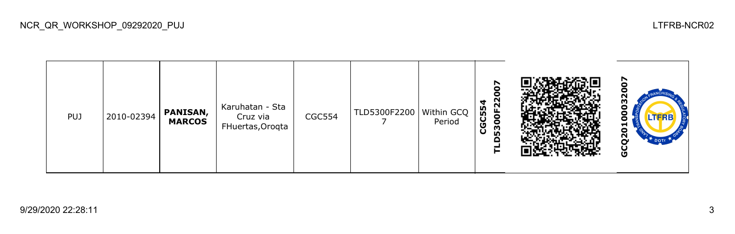| PUJ | 2010-02394 | **PANISAN, MARCOS** | Karuhatan - Sta Cruz via FHuertas,Oroqta | CGC554 | TLD5300F22007 | Within GCQ Period | **CGC554 TLD5300F22007** | | **GCQ201000032007** |
|---|---|---|---|---|---|---|---|---|---|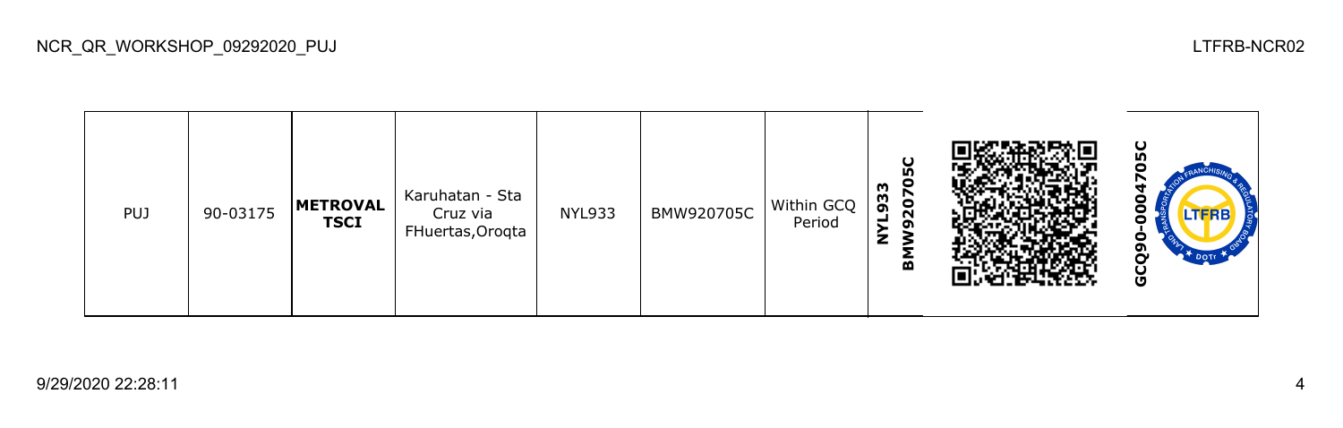| PUJ | 90-03175 | **METROVAL TSCI** | Karuhatan - Sta Cruz via FHuertas,Oroqta | NYL933 | BMW920705C | Within GCQ Period | **NYL933 BMW920705C** | | **GCQ90-0004705C** |
|---|---|---|---|---|---|---|---|---|---|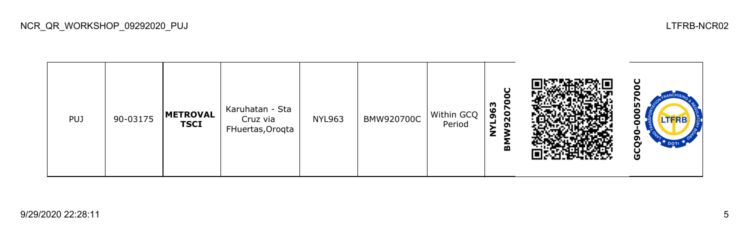| PUJ | 90-03175 | **METROVAL TSCI** | Karuhatan - Sta Cruz via FHuertas,Oroqta | NYL963 | BMW920700C | Within GCQ Period | **NYL963 BMW920700C** | | **GCQ90-0005700C** |
|---|---|---|---|---|---|---|---|---|---|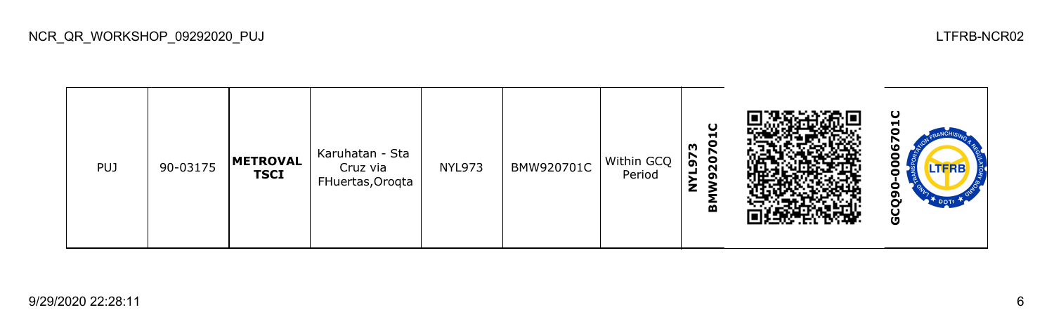| PUJ | 90-03175 | **METROVAL TSCI** | Karuhatan - Sta Cruz via FHuertas,Oroqta | NYL973 | BMW920701C | Within GCQ Period | **NYL973 BMW920701C** | | **GCQ90-0006701C** |
|---|---|---|---|---|---|---|---|---|---|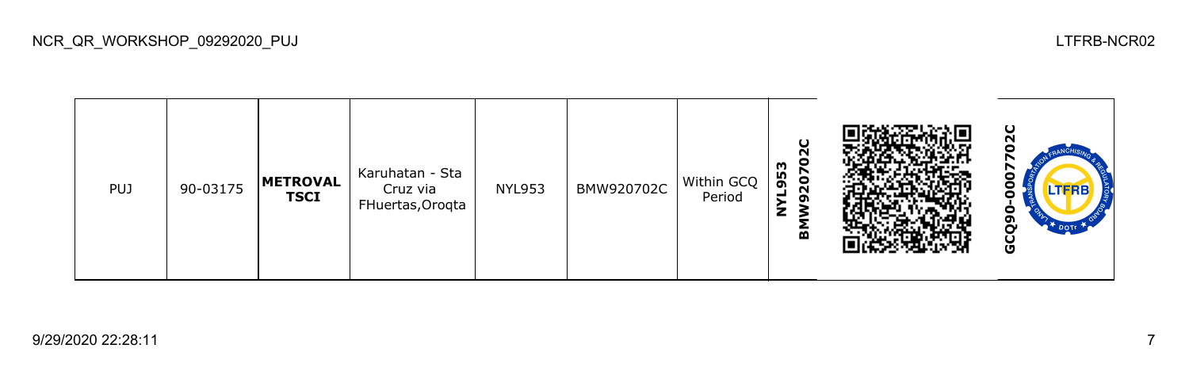| PUJ | 90-03175 | **METROVAL TSCI** | Karuhatan - Sta Cruz via FHuertas,Oroqta | NYL953 | BMW920702C | Within GCQ Period | **NYL953 BMW920702C** | | **GCQ90-0007702C** |
|---|---|---|---|---|---|---|---|---|---|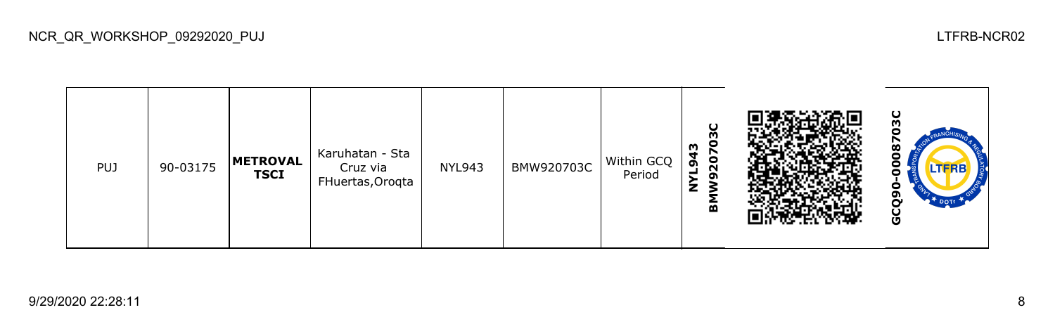| PUJ | 90-03175 | **METROVAL TSCI** | Karuhatan - Sta Cruz via FHuertas,Oroqta | NYL943 | BMW920703C | Within GCQ Period | **NYL943 BMW920703C** | | **GCQ90-0008703C** |
|---|---|---|---|---|---|---|---|---|---|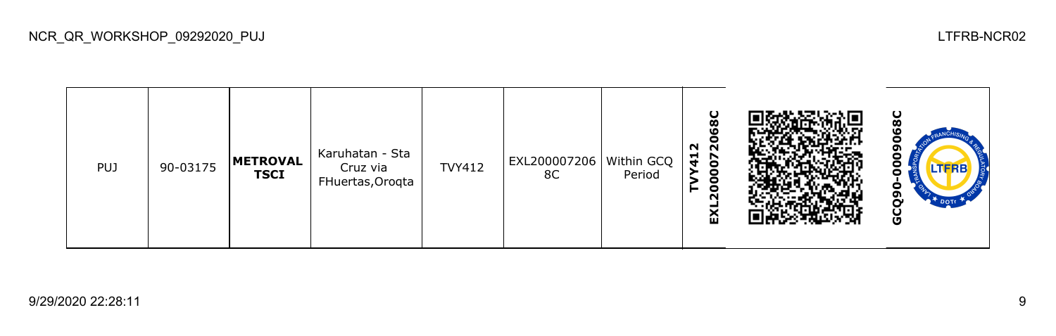| PUJ | 90-03175 | **METROVAL TSCI** | Karuhatan - Sta Cruz via FHuertas,Oroqta | TVY412 | EXL2000072068C | Within GCQ Period | **EXL20000072068C TVY412** | | **GCQ90-0009068C** |
|---|---|---|---|---|---|---|---|---|---|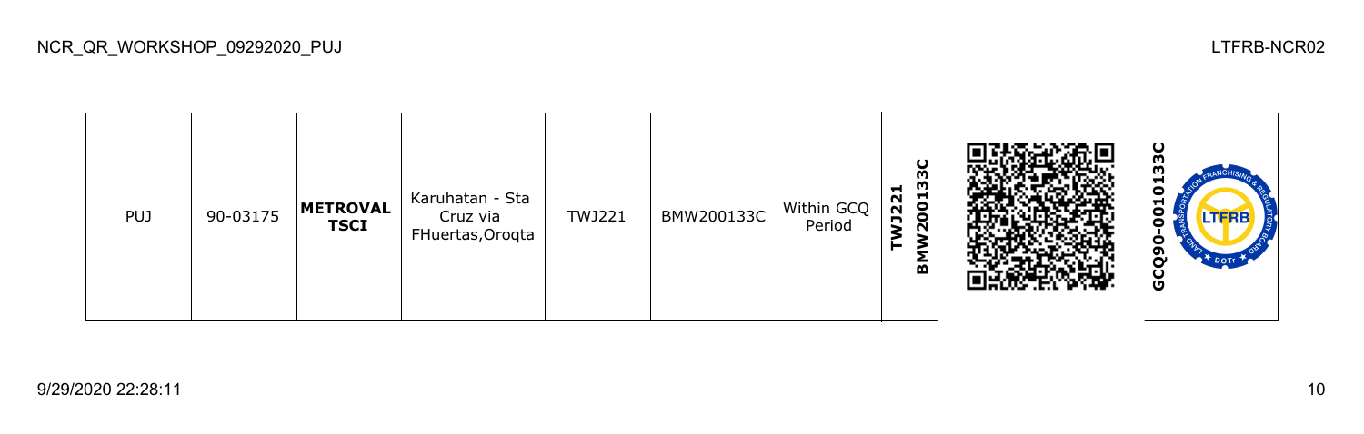| PUJ | 90-03175 | **METROVAL TSCI** | Karuhatan - Sta Cruz via FHuertas,Oroqta | TWJ221 | BMW200133C | Within GCQ Period | **TWJ221 BMW200133C** | | **GCQ90-0010133C** |
|---|---|---|---|---|---|---|---|---|---|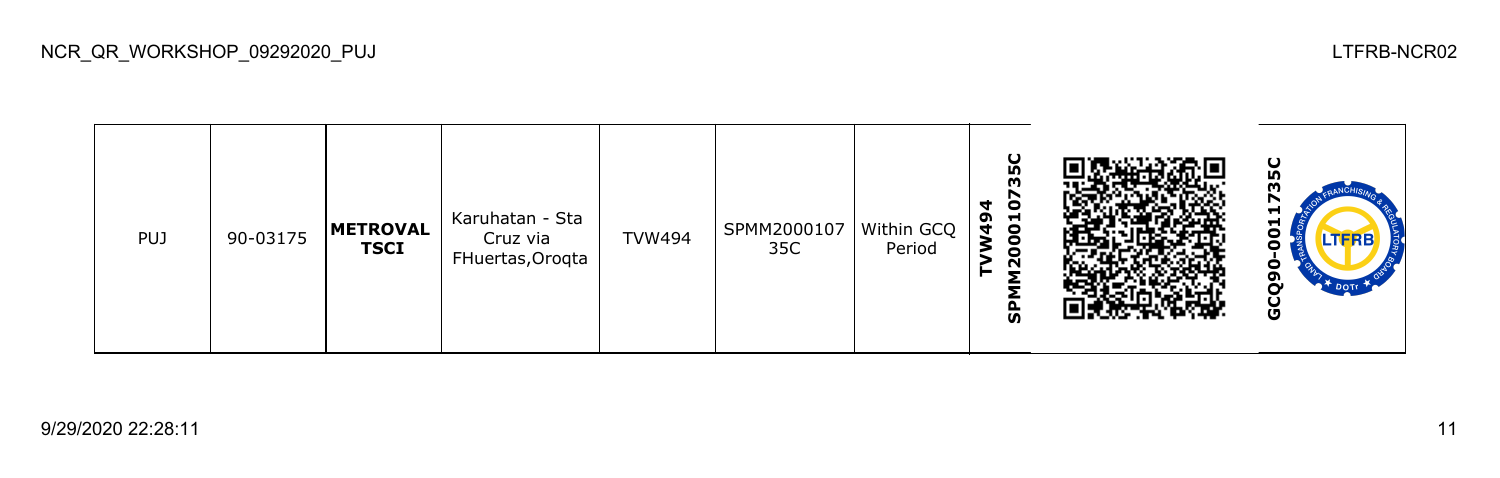| PUJ | 90-03175 | **METROVAL TSCI** | Karuhatan - Sta Cruz via FHuertas,Oroqta | TVW494 | SPMM2000107 35C | Within GCQ Period | **TVW494 SPMM200010735C** | | **GCQ90-0011735C** |
|---|---|---|---|---|---|---|---|---|---|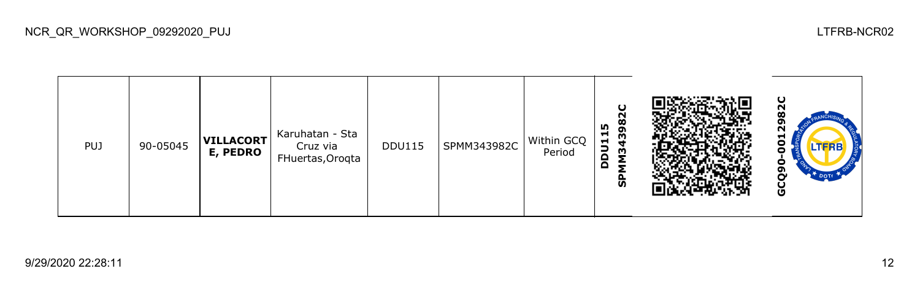| PUJ | 90-05045 | **VILLACORTE, PEDRO** | Karuhatan - Sta Cruz via FHuertas,Oroqta | DDU115 | SPMM343982C | Within GCQ Period | **DDU115 SPMM343982C** | | **GCQ90-0012982C** |
|---|---|---|---|---|---|---|---|---|---|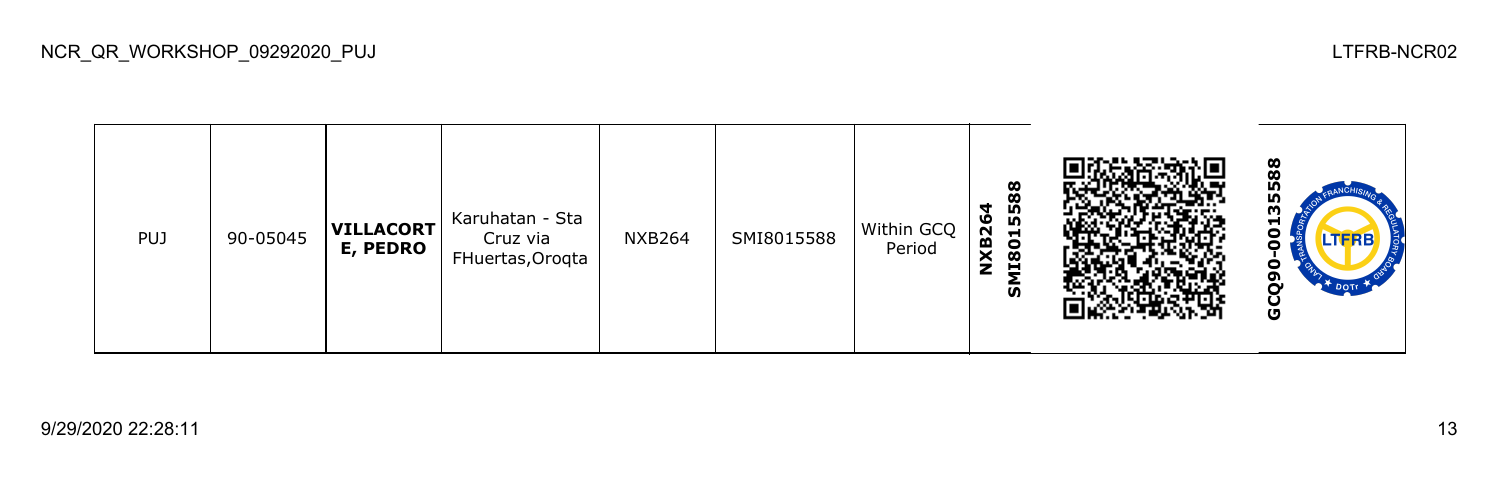| PUJ | 90-05045 | **VILLACORTE, PEDRO** | Karuhatan - Sta Cruz via FHuertas,Oroqta | NXB264 | SMI8015588 | Within GCQ Period | **NXB264 SMI8015588** | | **GCQ90-00135588** |
|---|---|---|---|---|---|---|---|---|---|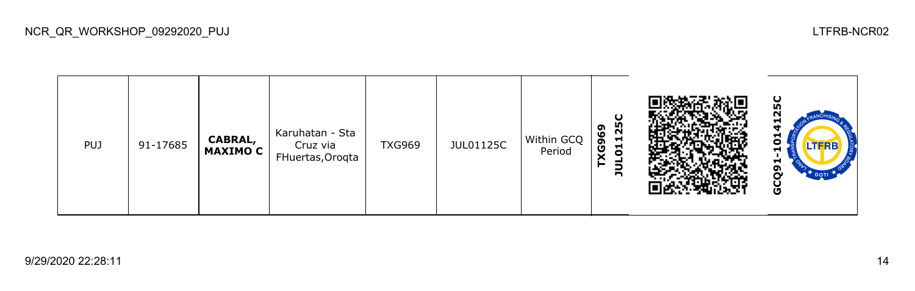| PUJ | 91-17685 | **CABRAL, MAXIMO C** | Karuhatan - Sta Cruz via FHuertas,Oroqta | TXG969 | JUL01125C | Within GCQ Period | **TXG969 JUL01125C** | | **GCQ91-1014125C** |
|---|---|---|---|---|---|---|---|---|---|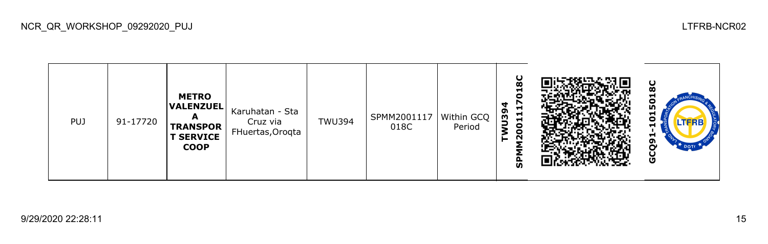| PUJ | 91-17720 | **METRO VALENZUELA TRANSPORT SERVICE COOP** | Karuhatan - Sta Cruz via FHuertas,Oroqta | TWU394 | SPMM2001117018C | Within GCQ Period | **TWU394 SPMM2001117018C** | | **GCQ91-1015018C** |
|---|---|---|---|---|---|---|---|---|---|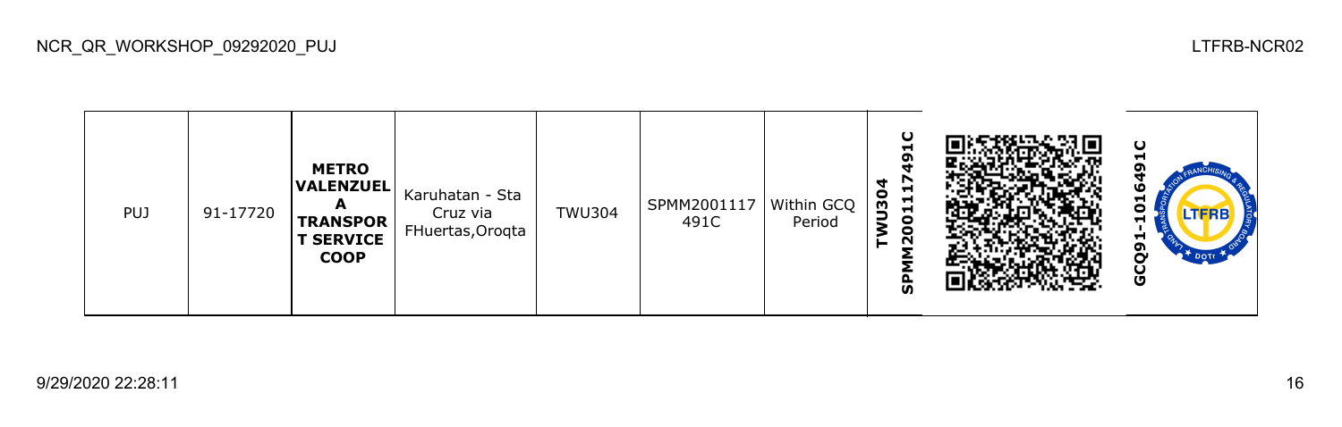NCR_QR_WORKSHOP_09292020_PUJ

LTFRB-NCR02

| PUJ | 91-17720 | **METRO VALENZUELA TRANSPORT SERVICE COOP** | Karuhatan - Sta Cruz via FHuertas,Oroqta | TWU304 | SPMM2001117491C | Within GCQ Period | **SPMM2001117491C TWU304** | | **GCQ91-1016491C** |
|---|---|---|---|---|---|---|---|---|---|

9/29/2020 22:28:11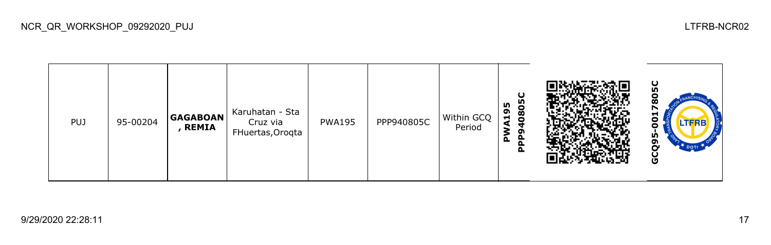| PUJ | 95-00204 | **GAGABOAN , REMIA** | Karuhatan - Sta Cruz via FHuertas,Oroqta | PWA195 | PPP940805C | Within GCQ Period | **PWA195 PPP940805C** | | **GCQ95-0017805C** |
|---|---|---|---|---|---|---|---|---|---|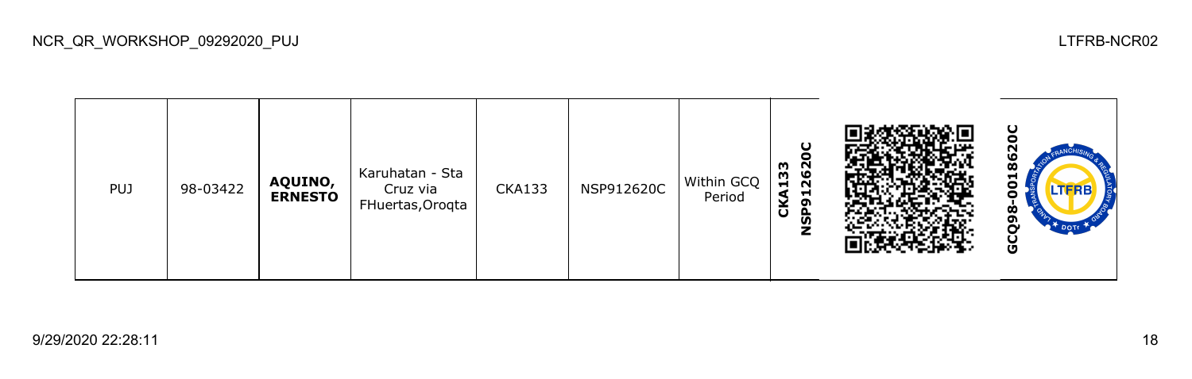| PUJ | 98-03422 | **AQUINO, ERNESTO** | Karuhatan - Sta Cruz via FHuertas,Oroqta | CKA133 | NSP912620C | Within GCQ Period | **CKA133 NSP912620C** | | **GCQ98-0018620C** |
|---|---|---|---|---|---|---|---|---|---|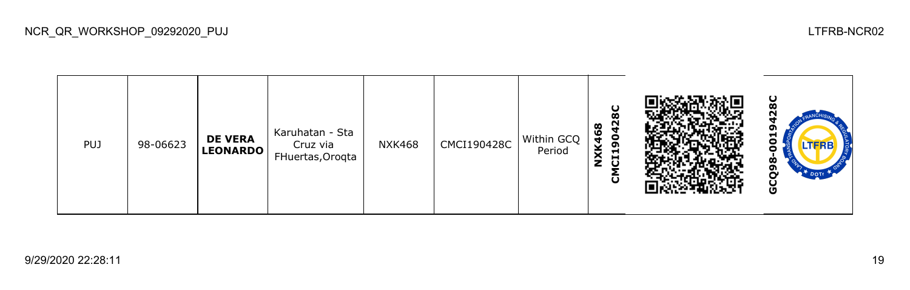| PUJ | 98-06623 | **DE VERA LEONARDO** | Karuhatan - Sta Cruz via FHuertas,Oroqta | NXK468 | CMCI190428C | Within GCQ Period | **NXK468 CMCI190428C** | | **GCQ98-0019428C** |
|---|---|---|---|---|---|---|---|---|---|